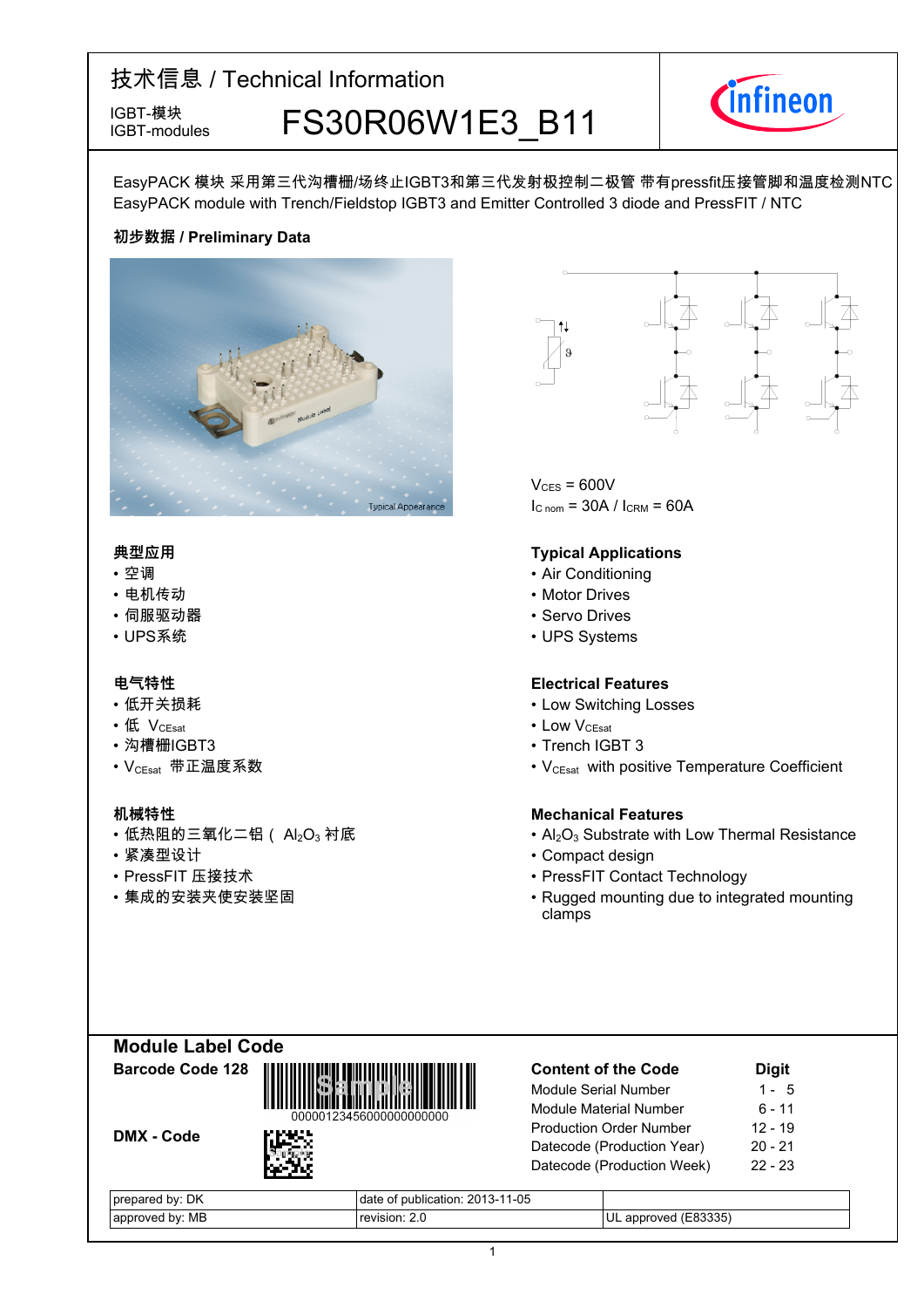# 技术信息 / Technical Information

IGBT-模块
IGBT-modules

# FS30R06W1E3_B11

EasyPACK 模块 采用第三代沟槽栅/场终止IGBT3和第三代发射极控制二极管 带有pressfit压接管脚和温度检测NTC
EasyPACK module with Trench/Fieldstop IGBT3 and Emitter Controlled 3 diode and PressFIT / NTC

**初步数据 / Preliminary Data**

Typical Appearance

$V_{CES}$ = 600V
$I_{C\ nom}$ = 30A / $I_{CRM}$ = 60A

### 典型应用

- 空调
- 电机传动
- 伺服驱动器
- UPS系统

### Typical Applications

- Air Conditioning
- Motor Drives
- Servo Drives
- UPS Systems

### 电气特性

- 低开关损耗
- 低 $V_{CEsat}$
- 沟槽栅IGBT3
- $V_{CEsat}$ 带正温度系数

### Electrical Features

- Low Switching Losses
- Low $V_{CEsat}$
- Trench IGBT 3
- $V_{CEsat}$ with positive Temperature Coefficient

### 机械特性

- 低热阻的三氧化二铝（ $Al_2O_3$ 衬底
- 紧凑型设计
- PressFIT 压接技术
- 集成的安装夹使安装坚固

### Mechanical Features

- $Al_2O_3$ Substrate with Low Thermal Resistance
- Compact design
- PressFIT Contact Technology
- Rugged mounting due to integrated mounting clamps

## Module Label Code

**Barcode Code 128**

00000123456000000000000

**DMX - Code**

| Content of the Code | Digit |
|---|---|
| Module Serial Number | 1 - 5 |
| Module Material Number | 6 - 11 |
| Production Order Number | 12 - 19 |
| Datecode (Production Year) | 20 - 21 |
| Datecode (Production Week) | 22 - 23 |

| prepared by: DK | date of publication: 2013-11-05 | |
|---|---|---|
| approved by: MB | revision: 2.0 | UL approved (E83335) |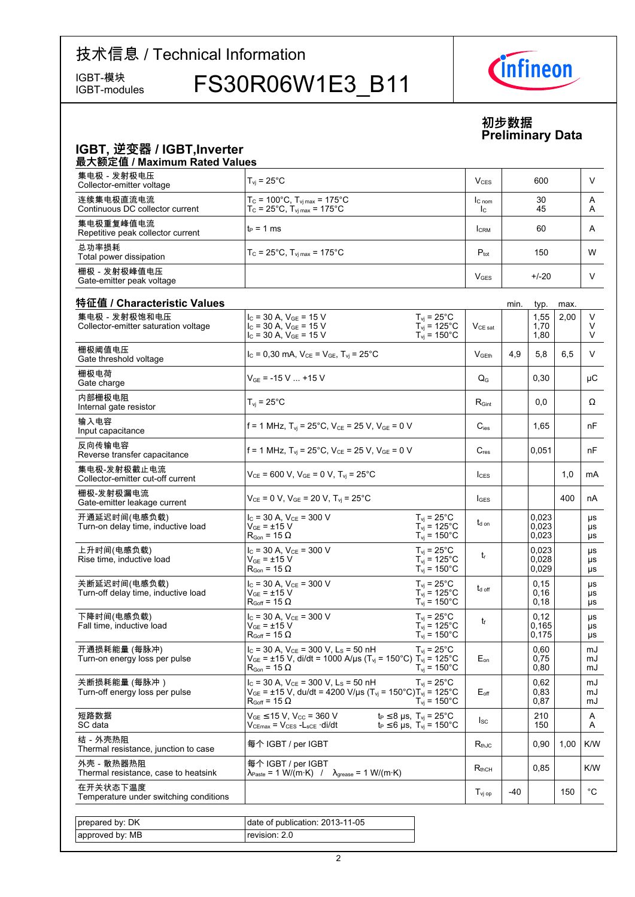# 技术信息 / Technical Information

IGBT-模块
IGBT-modules

# FS30R06W1E3_B11

**初步数据**
**Preliminary Data**

## IGBT, 逆变器 / IGBT,Inverter

### 最大额定值 / Maximum Rated Values

| Parameter | Conditions | Symbol | Value | Unit |
|---|---|---|---|---|
| 集电极 - 发射极电压<br>Collector-emitter voltage | $T_{vj}$ = 25°C | $V_{CES}$ | 600 | V |
| 连续集电极直流电流<br>Continuous DC collector current | $T_C$ = 100°C, $T_{vj\,max}$ = 175°C<br>$T_C$ = 25°C, $T_{vj\,max}$ = 175°C | $I_{C\,nom}$<br>$I_C$ | 30<br>45 | A<br>A |
| 集电极重复峰值电流<br>Repetitive peak collector current | $t_P$ = 1 ms | $I_{CRM}$ | 60 | A |
| 总功率损耗<br>Total power dissipation | $T_C$ = 25°C, $T_{vj\,max}$ = 175°C | $P_{tot}$ | 150 | W |
| 栅极 - 发射极峰值电压<br>Gate-emitter peak voltage | | $V_{GES}$ | +/-20 | V |

### 特征值 / Characteristic Values

| Parameter | Conditions | | Symbol | min. | typ. | max. | Unit |
|---|---|---|---|---|---|---|---|
| 集电极 - 发射极饱和电压<br>Collector-emitter saturation voltage | $I_C$ = 30 A, $V_{GE}$ = 15 V<br>$I_C$ = 30 A, $V_{GE}$ = 15 V<br>$I_C$ = 30 A, $V_{GE}$ = 15 V | $T_{vj}$ = 25°C<br>$T_{vj}$ = 125°C<br>$T_{vj}$ = 150°C | $V_{CE\,sat}$ | | 1,55<br>1,70<br>1,80 | 2,00 | V<br>V<br>V |
| 栅极阈值电压<br>Gate threshold voltage | $I_C$ = 0,30 mA, $V_{CE}$ = $V_{GE}$, $T_{vj}$ = 25°C | | $V_{GEth}$ | 4,9 | 5,8 | 6,5 | V |
| 栅极电荷<br>Gate charge | $V_{GE}$ = -15 V ... +15 V | | $Q_G$ | | 0,30 | | µC |
| 内部栅极电阻<br>Internal gate resistor | $T_{vj}$ = 25°C | | $R_{Gint}$ | | 0,0 | | Ω |
| 输入电容<br>Input capacitance | f = 1 MHz, $T_{vj}$ = 25°C, $V_{CE}$ = 25 V, $V_{GE}$ = 0 V | | $C_{ies}$ | | 1,65 | | nF |
| 反向传输电容<br>Reverse transfer capacitance | f = 1 MHz, $T_{vj}$ = 25°C, $V_{CE}$ = 25 V, $V_{GE}$ = 0 V | | $C_{res}$ | | 0,051 | | nF |
| 集电极-发射极截止电流<br>Collector-emitter cut-off current | $V_{CE}$ = 600 V, $V_{GE}$ = 0 V, $T_{vj}$ = 25°C | | $I_{CES}$ | | | 1,0 | mA |
| 栅极-发射极漏电流<br>Gate-emitter leakage current | $V_{CE}$ = 0 V, $V_{GE}$ = 20 V, $T_{vj}$ = 25°C | | $I_{GES}$ | | | 400 | nA |
| 开通延迟时间(电感负载)<br>Turn-on delay time, inductive load | $I_C$ = 30 A, $V_{CE}$ = 300 V<br>$V_{GE}$ = ±15 V<br>$R_{Gon}$ = 15 Ω | $T_{vj}$ = 25°C<br>$T_{vj}$ = 125°C<br>$T_{vj}$ = 150°C | $t_{d\,on}$ | | 0,023<br>0,023<br>0,023 | | µs<br>µs<br>µs |
| 上升时间(电感负载)<br>Rise time, inductive load | $I_C$ = 30 A, $V_{CE}$ = 300 V<br>$V_{GE}$ = ±15 V<br>$R_{Gon}$ = 15 Ω | $T_{vj}$ = 25°C<br>$T_{vj}$ = 125°C<br>$T_{vj}$ = 150°C | $t_r$ | | 0,023<br>0,028<br>0,029 | | µs<br>µs<br>µs |
| 关断延迟时间(电感负载)<br>Turn-off delay time, inductive load | $I_C$ = 30 A, $V_{CE}$ = 300 V<br>$V_{GE}$ = ±15 V<br>$R_{Goff}$ = 15 Ω | $T_{vj}$ = 25°C<br>$T_{vj}$ = 125°C<br>$T_{vj}$ = 150°C | $t_{d\,off}$ | | 0,15<br>0,16<br>0,18 | | µs<br>µs<br>µs |
| 下降时间(电感负载)<br>Fall time, inductive load | $I_C$ = 30 A, $V_{CE}$ = 300 V<br>$V_{GE}$ = ±15 V<br>$R_{Goff}$ = 15 Ω | $T_{vj}$ = 25°C<br>$T_{vj}$ = 125°C<br>$T_{vj}$ = 150°C | $t_f$ | | 0,12<br>0,165<br>0,175 | | µs<br>µs<br>µs |
| 开通损耗能量 (每脉冲)<br>Turn-on energy loss per pulse | $I_C$ = 30 A, $V_{CE}$ = 300 V, $L_S$ = 50 nH<br>$V_{GE}$ = ±15 V, di/dt = 1000 A/µs ($T_{vj}$ = 150°C)<br>$R_{Gon}$ = 15 Ω | $T_{vj}$ = 25°C<br>$T_{vj}$ = 125°C<br>$T_{vj}$ = 150°C | $E_{on}$ | | 0,60<br>0,75<br>0,80 | | mJ<br>mJ<br>mJ |
| 关断损耗能量 (每脉冲 )<br>Turn-off energy loss per pulse | $I_C$ = 30 A, $V_{CE}$ = 300 V, $L_S$ = 50 nH<br>$V_{GE}$ = ±15 V, du/dt = 4200 V/µs ($T_{vj}$ = 150°C)<br>$R_{Goff}$ = 15 Ω | $T_{vj}$ = 25°C<br>$T_{vj}$ = 125°C<br>$T_{vj}$ = 150°C | $E_{off}$ | | 0,62<br>0,83<br>0,87 | | mJ<br>mJ<br>mJ |
| 短路数据<br>SC data | $V_{GE}$ ≤15 V, $V_{CC}$ = 360 V<br>$V_{CEmax}$ = $V_{CES}$ -$L_{sCE}$ ·di/dt | $t_P$ ≤8 µs, $T_{vj}$ = 25°C<br>$t_P$ ≤6 µs, $T_{vj}$ = 150°C | $I_{SC}$ | | 210<br>150 | | A<br>A |
| 结 - 外壳热阻<br>Thermal resistance, junction to case | 每个 IGBT / per IGBT | | $R_{thJC}$ | | 0,90 | 1,00 | K/W |
| 外壳 - 散热器热阻<br>Thermal resistance, case to heatsink | 每个 IGBT / per IGBT<br>$\lambda_{Paste}$ = 1 W/(m·K) / $\lambda_{grease}$ = 1 W/(m·K) | | $R_{thCH}$ | | 0,85 | | K/W |
| 在开关状态下温度<br>Temperature under switching conditions | | | $T_{vj\,op}$ | -40 | | 150 | °C |

| | |
|---|---|
| prepared by: DK | date of publication: 2013-11-05 |
| approved by: MB | revision: 2.0 |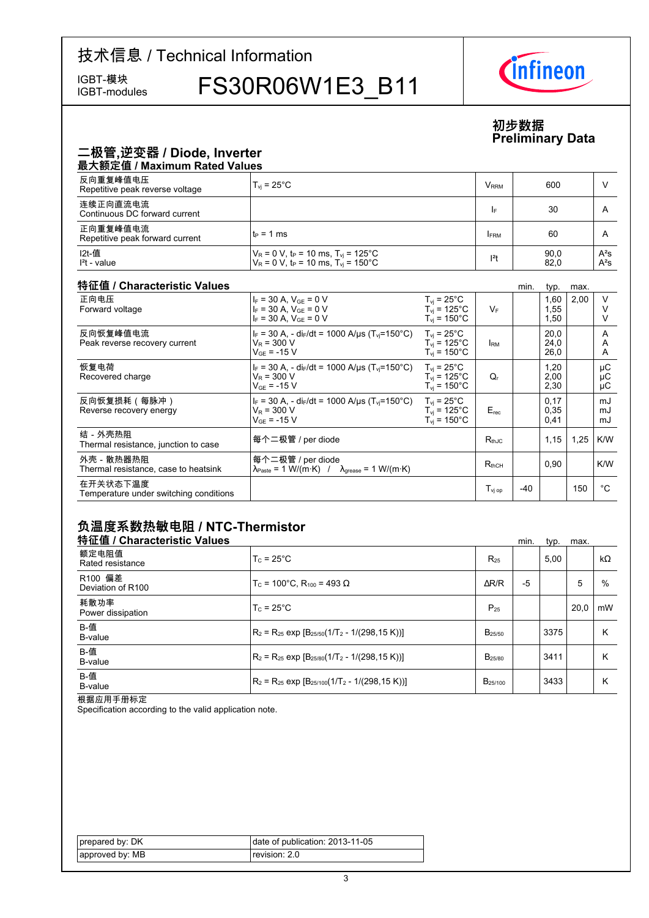# 技术信息 / Technical Information

IGBT-模块
IGBT-modules

# FS30R06W1E3_B11

**初步数据**
**Preliminary Data**

## 二极管,逆变器 / Diode, Inverter

### 最大额定值 / Maximum Rated Values

| | | | | |
|---|---|---|---|---|
| 反向重复峰值电压<br>Repetitive peak reverse voltage | $T_{vj}$ = 25°C | $V_{RRM}$ | 600 | V |
| 连续正向直流电流<br>Continuous DC forward current | | $I_F$ | 30 | A |
| 正向重复峰值电流<br>Repetitive peak forward current | $t_P$ = 1 ms | $I_{FRM}$ | 60 | A |
| I2t-值<br>$I^2t$ - value | $V_R$ = 0 V, $t_P$ = 10 ms, $T_{vj}$ = 125°C<br>$V_R$ = 0 V, $t_P$ = 10 ms, $T_{vj}$ = 150°C | $I^2t$ | 90,0<br>82,0 | $A^2s$<br>$A^2s$ |

### 特征值 / Characteristic Values

| | | | | min. | typ. | max. | |
|---|---|---|---|---|---|---|---|
| 正向电压<br>Forward voltage | $I_F$ = 30 A, $V_{GE}$ = 0 V<br>$I_F$ = 30 A, $V_{GE}$ = 0 V<br>$I_F$ = 30 A, $V_{GE}$ = 0 V | $T_{vj}$ = 25°C<br>$T_{vj}$ = 125°C<br>$T_{vj}$ = 150°C | $V_F$ | | 1,60<br>1,55<br>1,50 | 2,00 | V<br>V<br>V |
| 反向恢复峰值电流<br>Peak reverse recovery current | $I_F$ = 30 A, - $di_F/dt$ = 1000 A/µs ($T_{vj}$=150°C)<br>$V_R$ = 300 V<br>$V_{GE}$ = -15 V | $T_{vj}$ = 25°C<br>$T_{vj}$ = 125°C<br>$T_{vj}$ = 150°C | $I_{RM}$ | | 20,0<br>24,0<br>26,0 | | A<br>A<br>A |
| 恢复电荷<br>Recovered charge | $I_F$ = 30 A, - $di_F/dt$ = 1000 A/µs ($T_{vj}$=150°C)<br>$V_R$ = 300 V<br>$V_{GE}$ = -15 V | $T_{vj}$ = 25°C<br>$T_{vj}$ = 125°C<br>$T_{vj}$ = 150°C | $Q_r$ | | 1,20<br>2,00<br>2,30 | | µC<br>µC<br>µC |
| 反向恢复损耗(每脉冲)<br>Reverse recovery energy | $I_F$ = 30 A, - $di_F/dt$ = 1000 A/µs ($T_{vj}$=150°C)<br>$V_R$ = 300 V<br>$V_{GE}$ = -15 V | $T_{vj}$ = 25°C<br>$T_{vj}$ = 125°C<br>$T_{vj}$ = 150°C | $E_{rec}$ | | 0,17<br>0,35<br>0,41 | | mJ<br>mJ<br>mJ |
| 结 - 外壳热阻<br>Thermal resistance, junction to case | 每个二极管 / per diode | | $R_{thJC}$ | | 1,15 | 1,25 | K/W |
| 外壳 - 散热器热阻<br>Thermal resistance, case to heatsink | 每个二极管 / per diode<br>$\lambda_{Paste}$ = 1 W/(m·K) / $\lambda_{grease}$ = 1 W/(m·K) | | $R_{thCH}$ | | 0,90 | | K/W |
| 在开关状态下温度<br>Temperature under switching conditions | | | $T_{vj\ op}$ | -40 | | 150 | °C |

## 负温度系数热敏电阻 / NTC-Thermistor

### 特征值 / Characteristic Values

| | | | min. | typ. | max. | |
|---|---|---|---|---|---|---|
| 额定电阻值<br>Rated resistance | $T_C$ = 25°C | $R_{25}$ | | 5,00 | | kΩ |
| R100 偏差<br>Deviation of R100 | $T_C$ = 100°C, $R_{100}$ = 493 Ω | ΔR/R | -5 | | 5 | % |
| 耗散功率<br>Power dissipation | $T_C$ = 25°C | $P_{25}$ | | | 20,0 | mW |
| B-值<br>B-value | $R_2 = R_{25}\ exp\ [B_{25/50}(1/T_2 - 1/(298,15\ K))]$ | $B_{25/50}$ | | 3375 | | K |
| B-值<br>B-value | $R_2 = R_{25}\ exp\ [B_{25/80}(1/T_2 - 1/(298,15\ K))]$ | $B_{25/80}$ | | 3411 | | K |
| B-值<br>B-value | $R_2 = R_{25}\ exp\ [B_{25/100}(1/T_2 - 1/(298,15\ K))]$ | $B_{25/100}$ | | 3433 | | K |

根据应用手册标定
Specification according to the valid application note.

| | |
|---|---|
| prepared by: DK | date of publication: 2013-11-05 |
| approved by: MB | revision: 2.0 |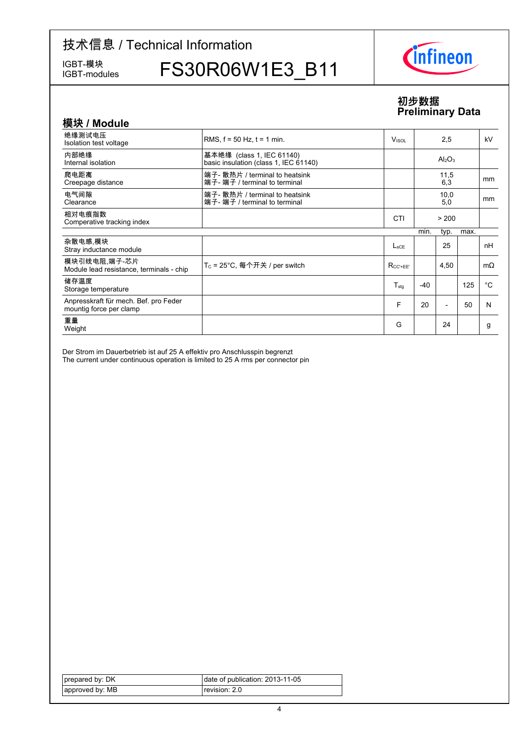# 技术信息 / Technical Information

IGBT-模块
IGBT-modules

# FS30R06W1E3_B11

**初步数据**
**Preliminary Data**

## 模块 / Module

| | | | | | | |
|---|---|---|---|---|---|---|
| 绝缘测试电压<br>Isolation test voltage | RMS, f = 50 Hz, t = 1 min. | $V_{ISOL}$ | | 2,5 | | kV |
| 内部绝缘<br>Internal isolation | 基本绝缘 (class 1, IEC 61140)<br>basic insulation (class 1, IEC 61140) | | | $Al_2O_3$ | | |
| 爬电距离<br>Creepage distance | 端子- 散热片 / terminal to heatsink<br>端子- 端子 / terminal to terminal | | | 11,5<br>6,3 | | mm |
| 电气间隙<br>Clearance | 端子- 散热片 / terminal to heatsink<br>端子- 端子 / terminal to terminal | | | 10,0<br>5,0 | | mm |
| 相对电痕指数<br>Comperative tracking index | | CTI | | > 200 | | |
| | | | min. | typ. | max. | |
| 杂散电感,模块<br>Stray inductance module | | $L_{sCE}$ | | 25 | | nH |
| 模块引线电阻,端子-芯片<br>Module lead resistance, terminals - chip | $T_C$ = 25°C, 每个开关 / per switch | $R_{CC'+EE'}$ | | 4,50 | | mΩ |
| 储存温度<br>Storage temperature | | $T_{stg}$ | -40 | | 125 | °C |
| Anpresskraft für mech. Bef. pro Feder<br>mountig force per clamp | | F | 20 | - | 50 | N |
| 重量<br>Weight | | G | | 24 | | g |

Der Strom im Dauerbetrieb ist auf 25 A effektiv pro Anschlusspin begrenzt
The current under continuous operation is limited to 25 A rms per connector pin

| | |
|---|---|
| prepared by: DK | date of publication: 2013-11-05 |
| approved by: MB | revision: 2.0 |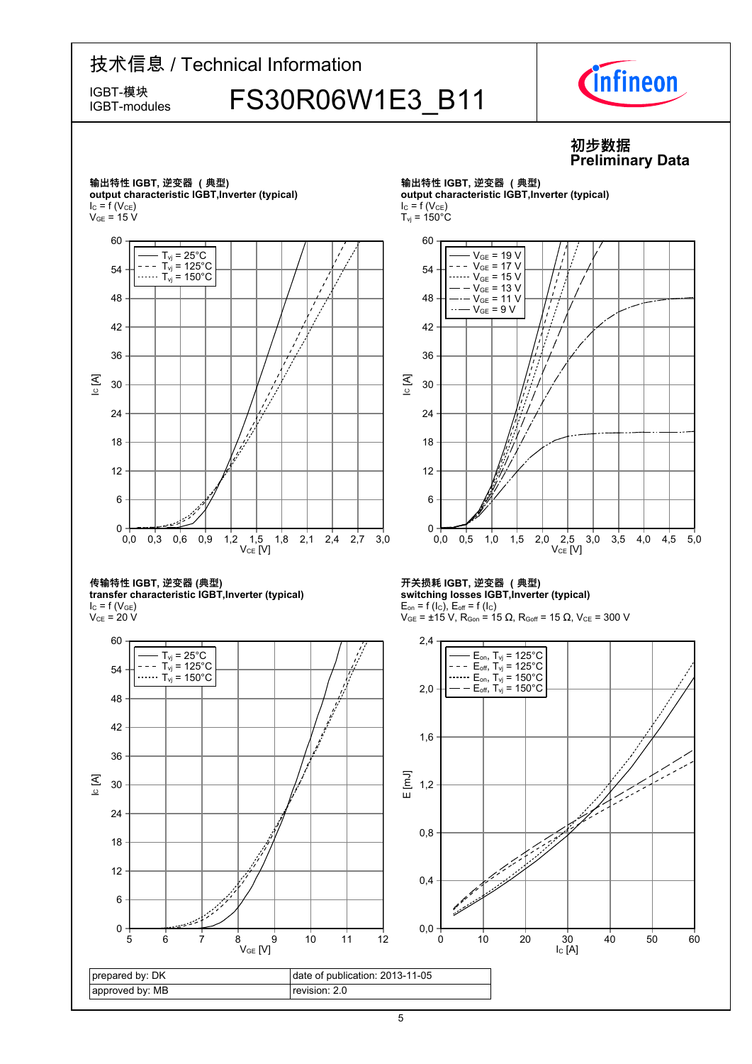技术信息 / Technical Information

IGBT-模块
IGBT-modules

# FS30R06W1E3_B11

**初步数据**
**Preliminary Data**

**输出特性 IGBT, 逆变器 （典型)**
**output characteristic IGBT,Inverter (typical)**
$I_C = f(V_{CE})$
$V_{GE} = 15$ V

Legend: $T_{vj}$ = 25°C, $T_{vj}$ = 125°C, $T_{vj}$ = 150°C
Axes: $I_C$ [A] (0–60) vs. $V_{CE}$ [V] (0,0–3,0)

**输出特性 IGBT, 逆变器 （典型)**
**output characteristic IGBT,Inverter (typical)**
$I_C = f(V_{CE})$
$T_{vj} = 150$°C

Legend: $V_{GE}$ = 19 V, $V_{GE}$ = 17 V, $V_{GE}$ = 15 V, $V_{GE}$ = 13 V, $V_{GE}$ = 11 V, $V_{GE}$ = 9 V
Axes: $I_C$ [A] (0–60) vs. $V_{CE}$ [V] (0,0–5,0)

**传输特性 IGBT, 逆变器 (典型)**
**transfer characteristic IGBT,Inverter (typical)**
$I_C = f(V_{GE})$
$V_{CE} = 20$ V

Legend: $T_{vj}$ = 25°C, $T_{vj}$ = 125°C, $T_{vj}$ = 150°C
Axes: $I_C$ [A] (0–60) vs. $V_{GE}$ [V] (5–12)

**开关损耗 IGBT, 逆变器 （典型)**
**switching losses IGBT,Inverter (typical)**
$E_{on} = f(I_C)$, $E_{off} = f(I_C)$
$V_{GE} = \pm15$ V, $R_{Gon} = 15$ Ω, $R_{Goff} = 15$ Ω, $V_{CE} = 300$ V

Legend: $E_{on}$, $T_{vj}$ = 125°C; $E_{off}$, $T_{vj}$ = 125°C; $E_{on}$, $T_{vj}$ = 150°C; $E_{off}$, $T_{vj}$ = 150°C
Axes: E [mJ] (0,0–2,4) vs. $I_C$ [A] (0–60)

| prepared by: DK | date of publication: 2013-11-05 |
|---|---|
| approved by: MB | revision: 2.0 |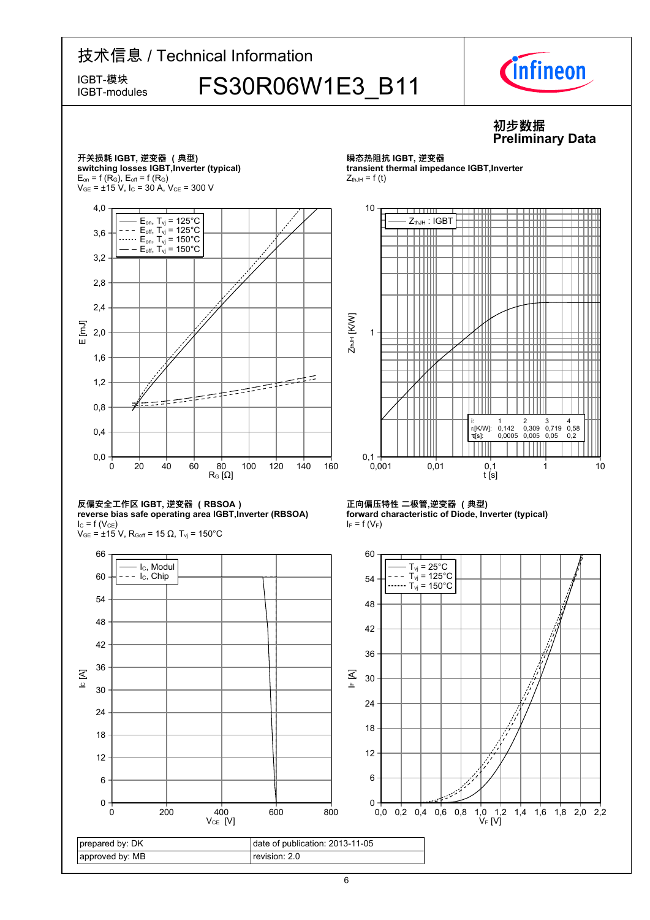# 技术信息 / Technical Information

IGBT-模块
IGBT-modules

## FS30R06W1E3_B11

**初步数据**
**Preliminary Data**

### 开关损耗 IGBT, 逆变器 （典型）
**switching losses IGBT,Inverter (typical)**

$E_{on} = f(R_G)$, $E_{off} = f(R_G)$
$V_{GE} = \pm 15$ V, $I_C = 30$ A, $V_{CE} = 300$ V

Legend:
- $E_{on}$, $T_{vj} = 125°C$
- $E_{off}$, $T_{vj} = 125°C$
- $E_{on}$, $T_{vj} = 150°C$
- $E_{off}$, $T_{vj} = 150°C$

Axes: E [mJ] (0,0 – 4,0); $R_G$ [Ω] (0 – 160)

### 瞬态热阻抗 IGBT, 逆变器
**transient thermal impedance IGBT,Inverter**

$Z_{thJH} = f(t)$

Legend: $Z_{thJH}$ : IGBT

| i: | 1 | 2 | 3 | 4 |
|---|---|---|---|---|
| $r_i$[K/W]: | 0,142 | 0,309 | 0,719 | 0,58 |
| $\tau_i$[s]: | 0,0005 | 0,005 | 0,05 | 0,2 |

Axes: $Z_{thJH}$ [K/W] (0,1 – 10); t [s] (0,001 – 10)

### 反偏安全工作区 IGBT, 逆变器 （RBSOA）
**reverse bias safe operating area IGBT,Inverter (RBSOA)**

$I_C = f(V_{CE})$
$V_{GE} = \pm 15$ V, $R_{Goff} = 15$ Ω, $T_{vj} = 150°C$

Legend:
- $I_C$, Modul
- $I_C$, Chip

Axes: $I_C$ [A] (0 – 66); $V_{CE}$ [V] (0 – 800)

### 正向偏压特性 二极管,逆变器 （典型）
**forward characteristic of Diode, Inverter (typical)**

$I_F = f(V_F)$

Legend:
- $T_{vj} = 25°C$
- $T_{vj} = 125°C$
- $T_{vj} = 150°C$

Axes: $I_F$ [A] (0 – 60); $V_F$ [V] (0,0 – 2,2)

| prepared by: DK | date of publication: 2013-11-05 |
|---|---|
| approved by: MB | revision: 2.0 |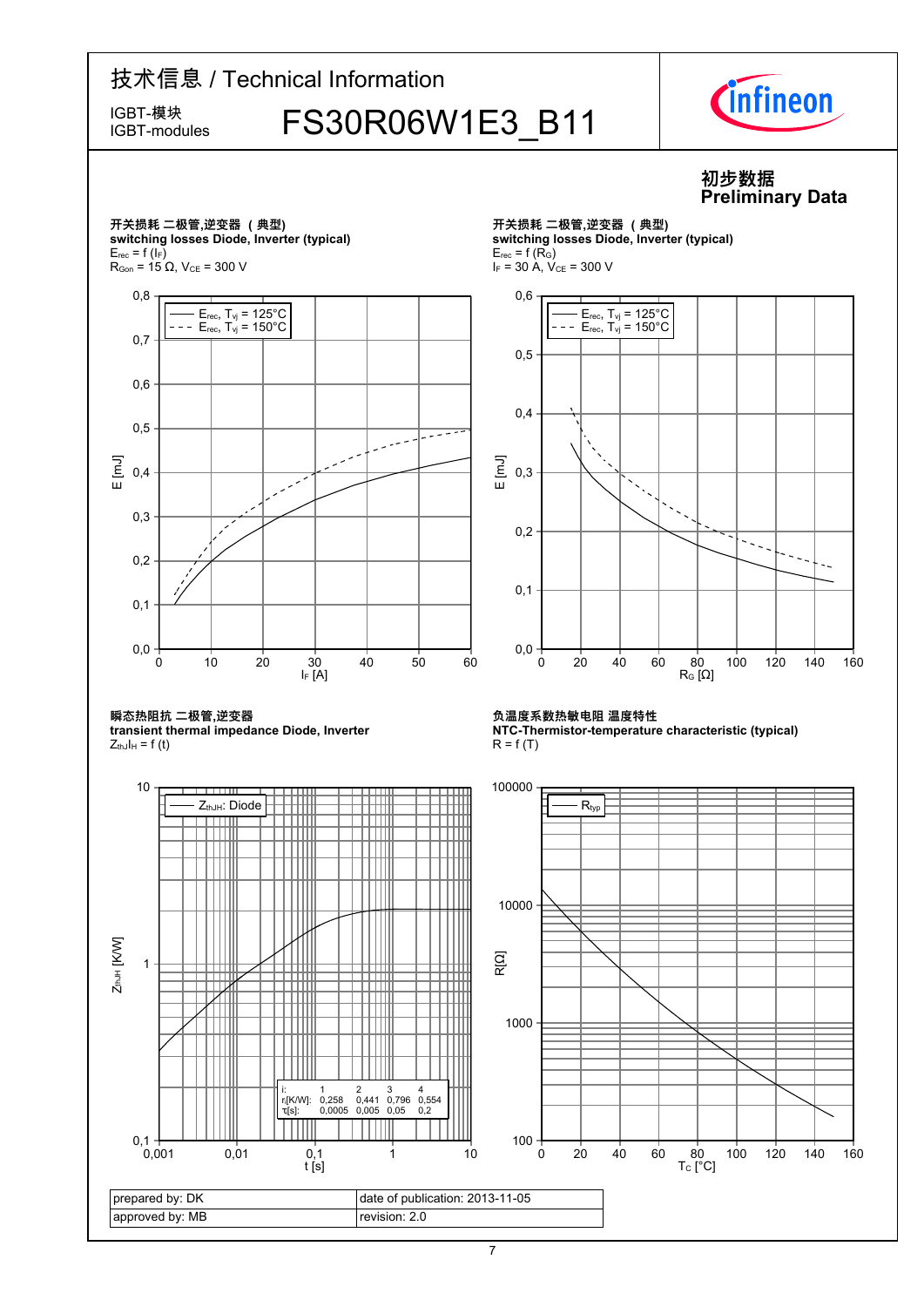# 技术信息 / Technical Information

IGBT-模块
IGBT-modules

## FS30R06W1E3_B11

**初步数据**
**Preliminary Data**

### 开关损耗 二极管,逆变器 （典型）
**switching losses Diode, Inverter (typical)**

$E_{rec} = f(I_F)$
$R_{Gon} = 15\ \Omega$, $V_{CE} = 300$ V

Legend: $E_{rec}$, $T_{vj} = 125°C$; $E_{rec}$, $T_{vj} = 150°C$

Axes: E [mJ] (0,0 – 0,8); $I_F$ [A] (0 – 60)

### 开关损耗 二极管,逆变器 （典型）
**switching losses Diode, Inverter (typical)**

$E_{rec} = f(R_G)$
$I_F = 30$ A, $V_{CE} = 300$ V

Legend: $E_{rec}$, $T_{vj} = 125°C$; $E_{rec}$, $T_{vj} = 150°C$

Axes: E [mJ] (0,0 – 0,6); $R_G$ [Ω] (0 – 160)

### 瞬态热阻抗 二极管,逆变器
**transient thermal impedance Diode, Inverter**

$Z_{thJH} = f(t)$

Legend: $Z_{thJH}$: Diode

| i: | 1 | 2 | 3 | 4 |
|---|---|---|---|---|
| $r_i$[K/W]: | 0,258 | 0,441 | 0,796 | 0,554 |
| $\tau_i$[s]: | 0,0005 | 0,005 | 0,05 | 0,2 |

Axes: $Z_{thJH}$ [K/W] (0,1 – 10); t [s] (0,001 – 10)

### 负温度系数热敏电阻 温度特性
**NTC-Thermistor-temperature characteristic (typical)**

$R = f(T)$

Legend: $R_{typ}$

Axes: R[Ω] (100 – 100000); $T_C$ [°C] (0 – 160)

| prepared by: DK | date of publication: 2013-11-05 |
|---|---|
| approved by: MB | revision: 2.0 |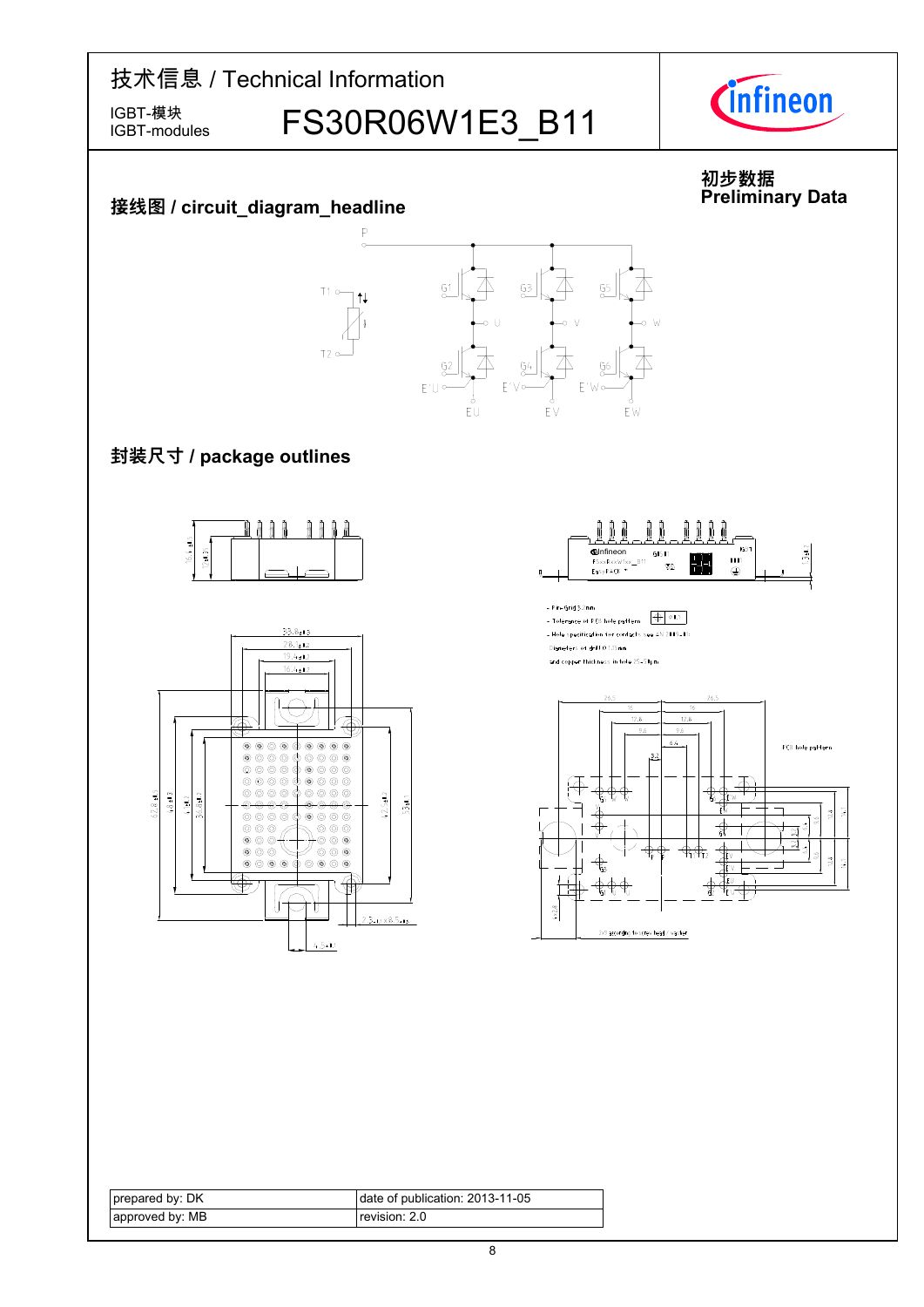## 接线图 / circuit_diagram_headline

**初步数据**
**Preliminary Data**

## 封装尺寸 / package outlines

- Pin-Grid 3.2mm
- Tolerance of PCB hole pattern
- Hole specification for contacts see AN 2009-01
- Diameter of drill 1.15mm
- and copper thickness in hole 25-50µm

| prepared by: DK | date of publication: 2013-11-05 |
|---|---|
| approved by: MB | revision: 2.0 |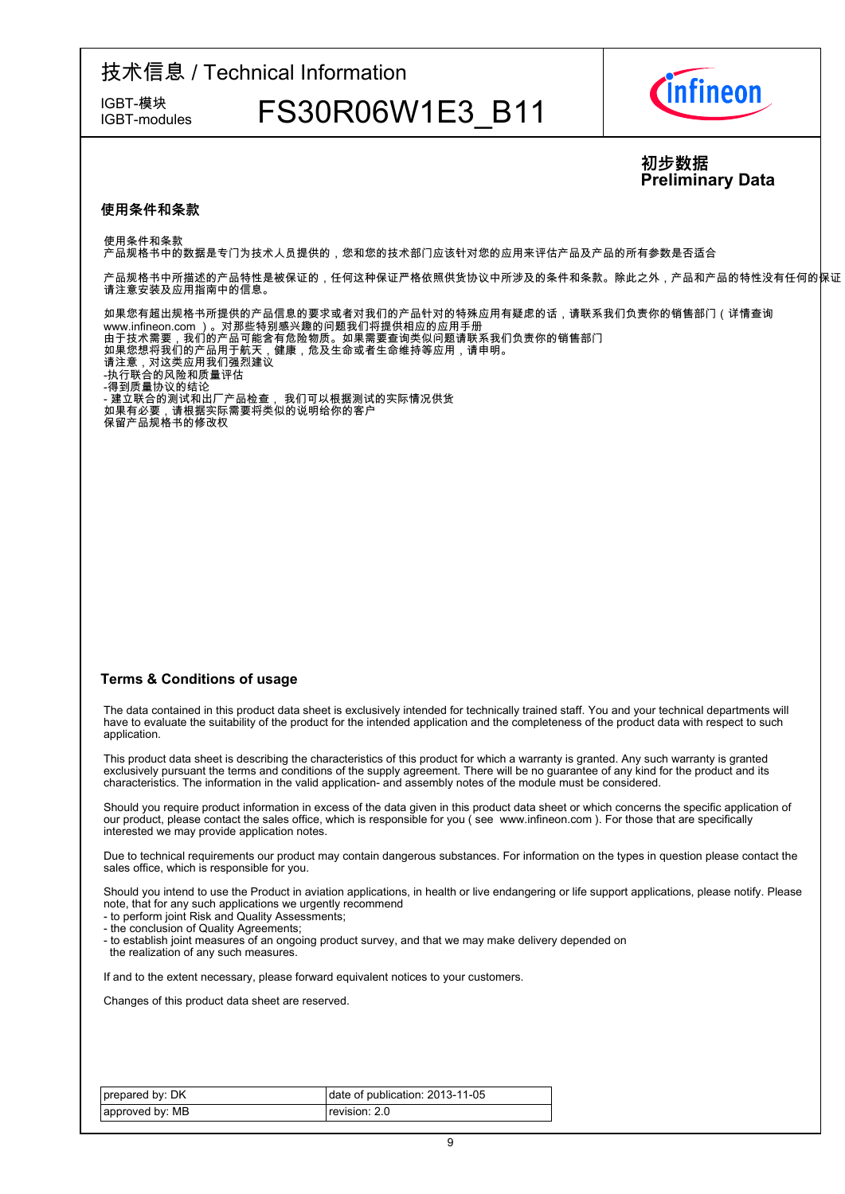## 使用条件和条款

使用条件和条款
产品规格书中的数据是专门为技术人员提供的，您和您的技术部门应该针对您的应用来评估产品及产品的所有参数是否适合

产品规格书中所描述的产品特性是被保证的，任何这种保证严格依照供货协议中所涉及的条件和条款。除此之外，产品和产品的特性没有任何的保证
请注意安装及应用指南中的信息。

如果您有超出规格书所提供的产品信息的要求或者对我们的产品针对的特殊应用有疑虑的话，请联系我们负责你的销售部门（详情查询 www.infineon.com ）。对那些特别感兴趣的问题我们将提供相应的应用手册
由于技术需要，我们的产品可能含有危险物质。如果需要查询类似问题请联系我们负责你的销售部门
如果您想将我们的产品用于航天，健康，危及生命或者生命维持等应用，请申明。
请注意，对这类应用我们强烈建议
-执行联合的风险和质量评估
-得到质量协议的结论
- 建立联合的测试和出厂产品检查， 我们可以根据测试的实际情况供货
如果有必要，请根据实际需要将类似的说明给你的客户
保留产品规格书的修改权

## Terms & Conditions of usage

The data contained in this product data sheet is exclusively intended for technically trained staff. You and your technical departments will have to evaluate the suitability of the product for the intended application and the completeness of the product data with respect to such application.

This product data sheet is describing the characteristics of this product for which a warranty is granted. Any such warranty is granted exclusively pursuant the terms and conditions of the supply agreement. There will be no guarantee of any kind for the product and its characteristics. The information in the valid application- and assembly notes of the module must be considered.

Should you require product information in excess of the data given in this product data sheet or which concerns the specific application of our product, please contact the sales office, which is responsible for you ( see www.infineon.com ). For those that are specifically interested we may provide application notes.

Due to technical requirements our product may contain dangerous substances. For information on the types in question please contact the sales office, which is responsible for you.

Should you intend to use the Product in aviation applications, in health or live endangering or life support applications, please notify. Please note, that for any such applications we urgently recommend
- to perform joint Risk and Quality Assessments;
- the conclusion of Quality Agreements;
- to establish joint measures of an ongoing product survey, and that we may make delivery depended on the realization of any such measures.

If and to the extent necessary, please forward equivalent notices to your customers.

Changes of this product data sheet are reserved.

| | |
|---|---|
| prepared by: DK | date of publication: 2013-11-05 |
| approved by: MB | revision: 2.0 |